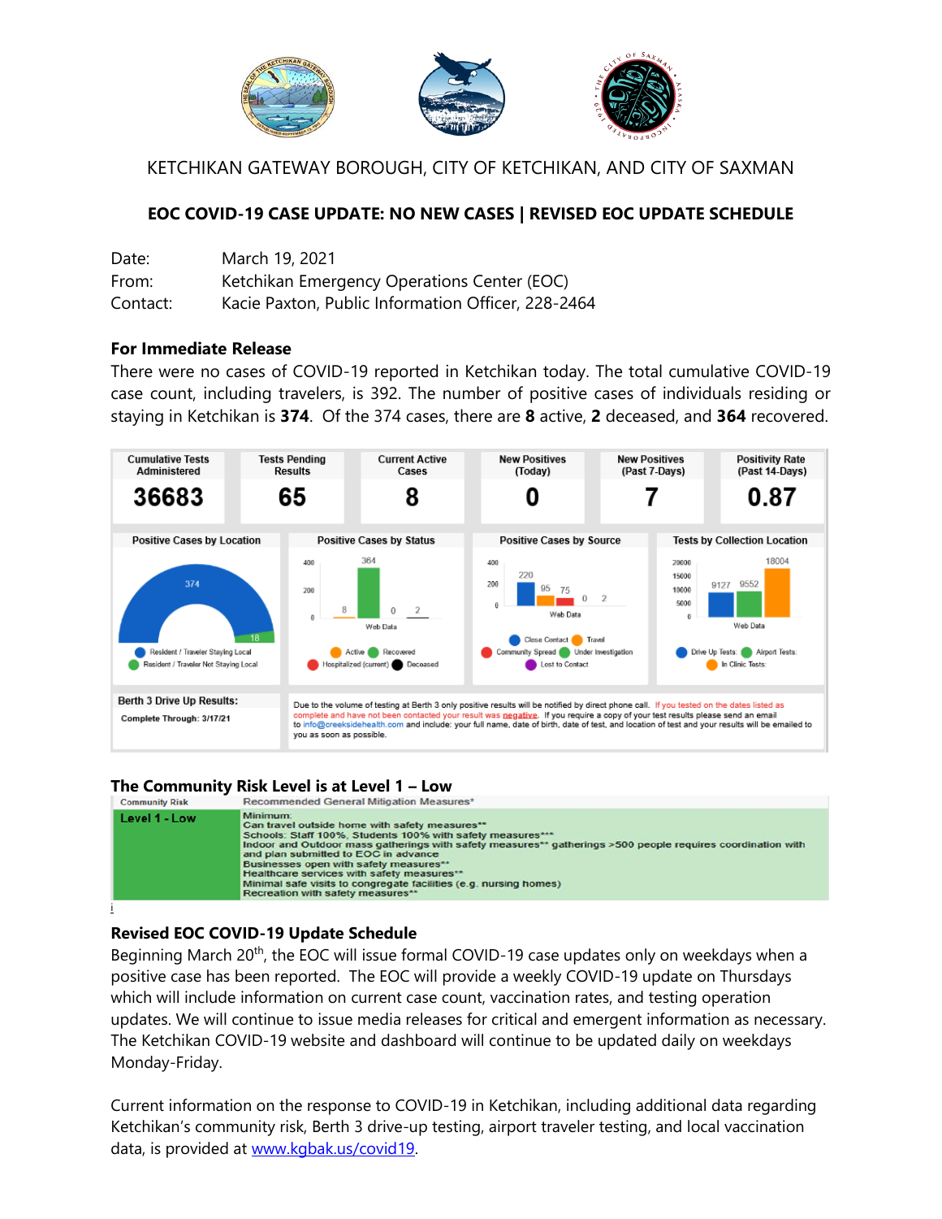KETCHIKAN GATEWAY BOROUGH, CITY OF KETCHIKAN, AND CITY OF SAXMAN

## EOC COVID-19 CASE UPDATE: NO NEW CASES | REVISED EOC UPDATE SCHEDULE

Date: March 19, 2021
From: Ketchikan Emergency Operations Center (EOC)
Contact: Kacie Paxton, Public Information Officer, 228-2464

**For Immediate Release**

There were no cases of COVID-19 reported in Ketchikan today. The total cumulative COVID-19 case count, including travelers, is 392. The number of positive cases of individuals residing or staying in Ketchikan is **374**. Of the 374 cases, there are **8** active, **2** deceased, and **364** recovered.

| Cumulative Tests Administered | Tests Pending Results | Current Active Cases | New Positives (Today) | New Positives (Past 7-Days) | Positivity Rate (Past 14-Days) |
|---|---|---|---|---|---|
| 36683 | 65 | 8 | 0 | 7 | 0.87 |

**Positive Cases by Location:** Resident / Traveler Staying Local: 374; Resident / Traveler Not Staying Local: 18

**Positive Cases by Status:** Active: 8; Recovered: 364; Hospitalized (current): 0; Deceased: 2

**Positive Cases by Source:** Close Contact: 220; Travel: 95; Community Spread: 75; Under Investigation: 0; Lost to Contact: 2

**Tests by Collection Location:** Drive Up Tests: 9127; Airport Tests: 9552; In Clinic Tests: 18004

**Berth 3 Drive Up Results:** Complete Through: 3/17/21

Due to the volume of testing at Berth 3 only positive results will be notified by direct phone call. If you tested on the dates listed as complete and have not been contacted your result was negative. If you require a copy of your test results please send an email to info@creeksidehealth.com and include: your full name, date of birth, date of test, and location of test and your results will be emailed to you as soon as possible.

### The Community Risk Level is at Level 1 – Low

| Community Risk | Recommended General Mitigation Measures* |
|---|---|
| Level 1 - Low | Minimum:<br>Can travel outside home with safety measures**<br>Schools: Staff 100%, Students 100% with safety measures***<br>Indoor and Outdoor mass gatherings with safety measures** gatherings >500 people requires coordination with and plan submitted to EOC in advance<br>Businesses open with safety measures**<br>Healthcare services with safety measures**<br>Minimal safe visits to congregate facilities (e.g. nursing homes)<br>Recreation with safety measures** |

i

### Revised EOC COVID-19 Update Schedule

Beginning March 20th, the EOC will issue formal COVID-19 case updates only on weekdays when a positive case has been reported. The EOC will provide a weekly COVID-19 update on Thursdays which will include information on current case count, vaccination rates, and testing operation updates. We will continue to issue media releases for critical and emergent information as necessary. The Ketchikan COVID-19 website and dashboard will continue to be updated daily on weekdays Monday-Friday.

Current information on the response to COVID-19 in Ketchikan, including additional data regarding Ketchikan's community risk, Berth 3 drive-up testing, airport traveler testing, and local vaccination data, is provided at www.kgbak.us/covid19.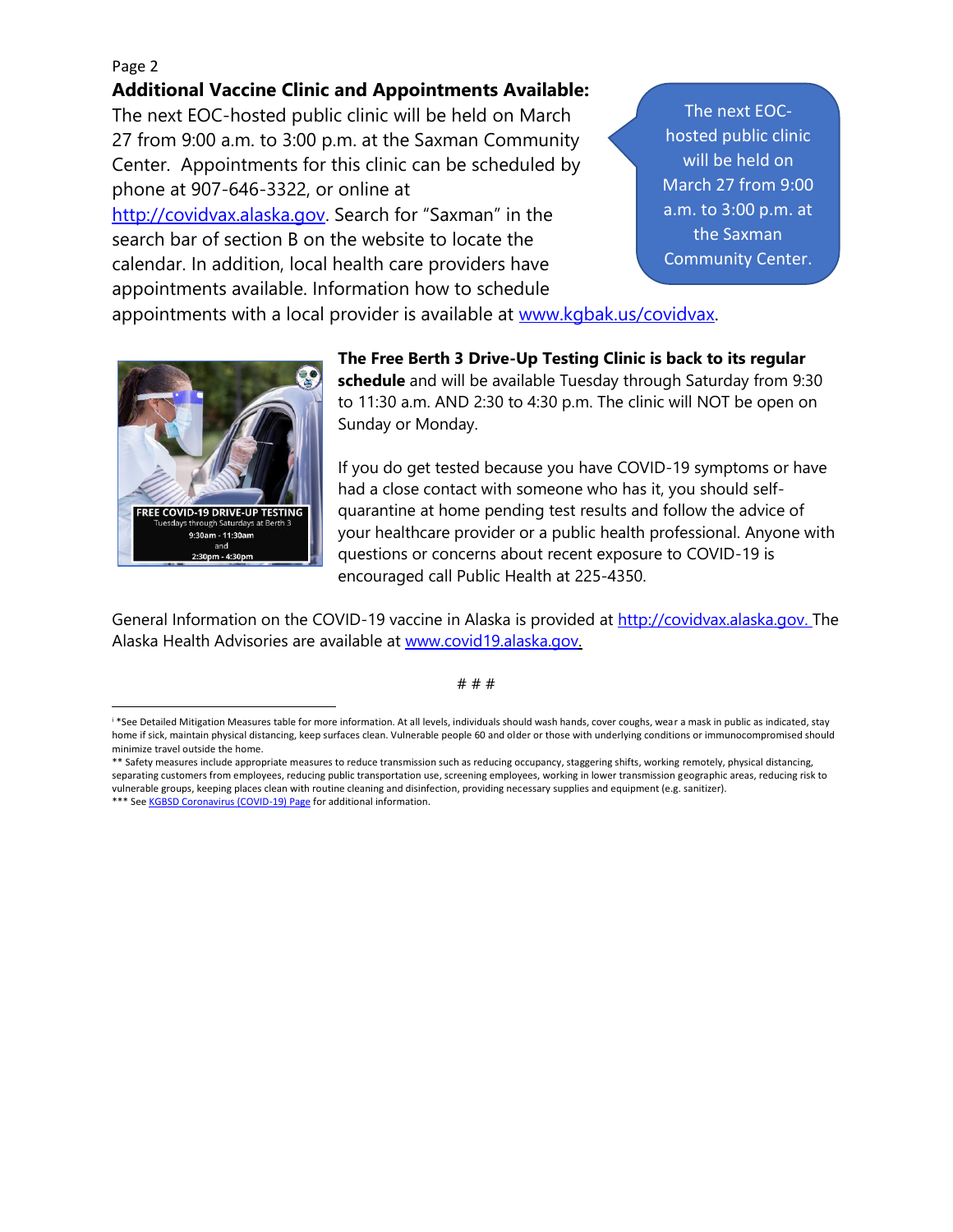**Additional Vaccine Clinic and Appointments Available:**

The next EOC-hosted public clinic will be held on March 27 from 9:00 a.m. to 3:00 p.m. at the Saxman Community Center. Appointments for this clinic can be scheduled by phone at 907-646-3322, or online at http://covidvax.alaska.gov. Search for "Saxman" in the search bar of section B on the website to locate the calendar. In addition, local health care providers have appointments available. Information how to schedule appointments with a local provider is available at www.kgbak.us/covidvax.

The next EOC-hosted public clinic will be held on March 27 from 9:00 a.m. to 3:00 p.m. at the Saxman Community Center.

FREE COVID-19 DRIVE-UP TESTING
Tuesdays through Saturdays at Berth 3
9:30am - 11:30am
and
2:30pm - 4:30pm

**The Free Berth 3 Drive-Up Testing Clinic is back to its regular schedule** and will be available Tuesday through Saturday from 9:30 to 11:30 a.m. AND 2:30 to 4:30 p.m. The clinic will NOT be open on Sunday or Monday.

If you do get tested because you have COVID-19 symptoms or have had a close contact with someone who has it, you should self-quarantine at home pending test results and follow the advice of your healthcare provider or a public health professional. Anyone with questions or concerns about recent exposure to COVID-19 is encouraged call Public Health at 225-4350.

General Information on the COVID-19 vaccine in Alaska is provided at http://covidvax.alaska.gov. The Alaska Health Advisories are available at www.covid19.alaska.gov.

# # #

---

[i] *See Detailed Mitigation Measures table for more information. At all levels, individuals should wash hands, cover coughs, wear a mask in public as indicated, stay home if sick, maintain physical distancing, keep surfaces clean. Vulnerable people 60 and older or those with underlying conditions or immunocompromised should minimize travel outside the home.

** Safety measures include appropriate measures to reduce transmission such as reducing occupancy, staggering shifts, working remotely, physical distancing, separating customers from employees, reducing public transportation use, screening employees, working in lower transmission geographic areas, reducing risk to vulnerable groups, keeping places clean with routine cleaning and disinfection, providing necessary supplies and equipment (e.g. sanitizer).

*** See KGBSD Coronavirus (COVID-19) Page for additional information.